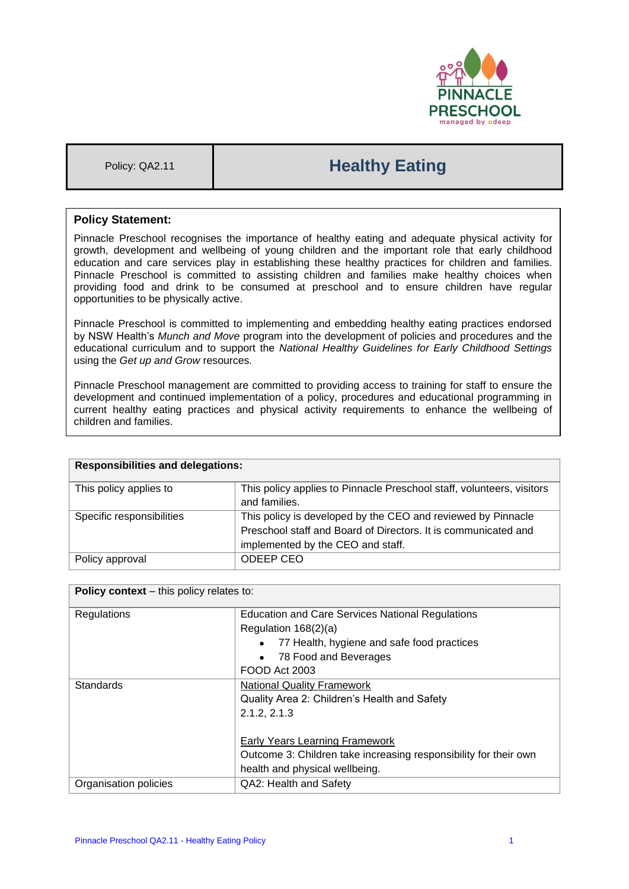| Policy: QA2.11 | Healthy Eating |
|---|---|

## Policy Statement:

Pinnacle Preschool recognises the importance of healthy eating and adequate physical activity for growth, development and wellbeing of young children and the important role that early childhood education and care services play in establishing these healthy practices for children and families. Pinnacle Preschool is committed to assisting children and families make healthy choices when providing food and drink to be consumed at preschool and to ensure children have regular opportunities to be physically active.

Pinnacle Preschool is committed to implementing and embedding healthy eating practices endorsed by NSW Health's *Munch and Move* program into the development of policies and procedures and the educational curriculum and to support the *National Healthy Guidelines for Early Childhood Settings* using the *Get up and Grow* resources*.*

Pinnacle Preschool management are committed to providing access to training for staff to ensure the development and continued implementation of a policy, procedures and educational programming in current healthy eating practices and physical activity requirements to enhance the wellbeing of children and families.

| **Responsibilities and delegations:** | |
|---|---|
| This policy applies to | This policy applies to Pinnacle Preschool staff, volunteers, visitors and families. |
| Specific responsibilities | This policy is developed by the CEO and reviewed by Pinnacle Preschool staff and Board of Directors. It is communicated and implemented by the CEO and staff. |
| Policy approval | ODEEP CEO |

| **Policy context** – this policy relates to: | |
|---|---|
| Regulations | Education and Care Services National Regulations<br>Regulation 168(2)(a)<br>• 77 Health, hygiene and safe food practices<br>• 78 Food and Beverages<br>FOOD Act 2003 |
| Standards | National Quality Framework<br>Quality Area 2: Children's Health and Safety<br>2.1.2, 2.1.3<br><br>Early Years Learning Framework<br>Outcome 3: Children take increasing responsibility for their own health and physical wellbeing. |
| Organisation policies | QA2: Health and Safety |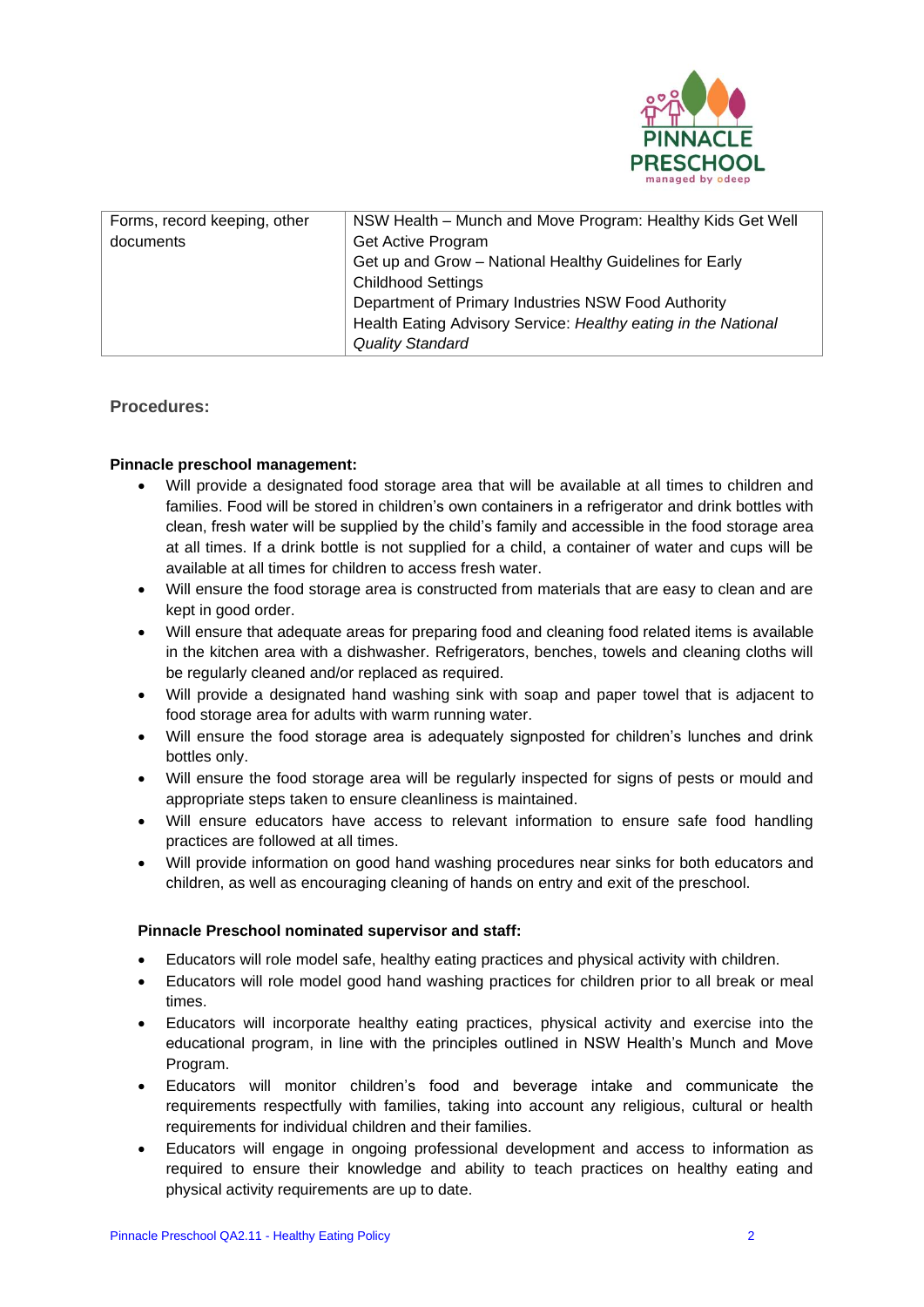| Forms, record keeping, other documents | NSW Health – Munch and Move Program: Healthy Kids Get Well Get Active Program<br>Get up and Grow – National Healthy Guidelines for Early Childhood Settings<br>Department of Primary Industries NSW Food Authority<br>Health Eating Advisory Service: *Healthy eating in the National Quality Standard* |
|---|---|

## Procedures:

**Pinnacle preschool management:**

- Will provide a designated food storage area that will be available at all times to children and families. Food will be stored in children's own containers in a refrigerator and drink bottles with clean, fresh water will be supplied by the child's family and accessible in the food storage area at all times. If a drink bottle is not supplied for a child, a container of water and cups will be available at all times for children to access fresh water.
- Will ensure the food storage area is constructed from materials that are easy to clean and are kept in good order.
- Will ensure that adequate areas for preparing food and cleaning food related items is available in the kitchen area with a dishwasher. Refrigerators, benches, towels and cleaning cloths will be regularly cleaned and/or replaced as required.
- Will provide a designated hand washing sink with soap and paper towel that is adjacent to food storage area for adults with warm running water.
- Will ensure the food storage area is adequately signposted for children's lunches and drink bottles only.
- Will ensure the food storage area will be regularly inspected for signs of pests or mould and appropriate steps taken to ensure cleanliness is maintained.
- Will ensure educators have access to relevant information to ensure safe food handling practices are followed at all times.
- Will provide information on good hand washing procedures near sinks for both educators and children, as well as encouraging cleaning of hands on entry and exit of the preschool.

**Pinnacle Preschool nominated supervisor and staff:**

- Educators will role model safe, healthy eating practices and physical activity with children.
- Educators will role model good hand washing practices for children prior to all break or meal times.
- Educators will incorporate healthy eating practices, physical activity and exercise into the educational program, in line with the principles outlined in NSW Health's Munch and Move Program.
- Educators will monitor children's food and beverage intake and communicate the requirements respectfully with families, taking into account any religious, cultural or health requirements for individual children and their families.
- Educators will engage in ongoing professional development and access to information as required to ensure their knowledge and ability to teach practices on healthy eating and physical activity requirements are up to date.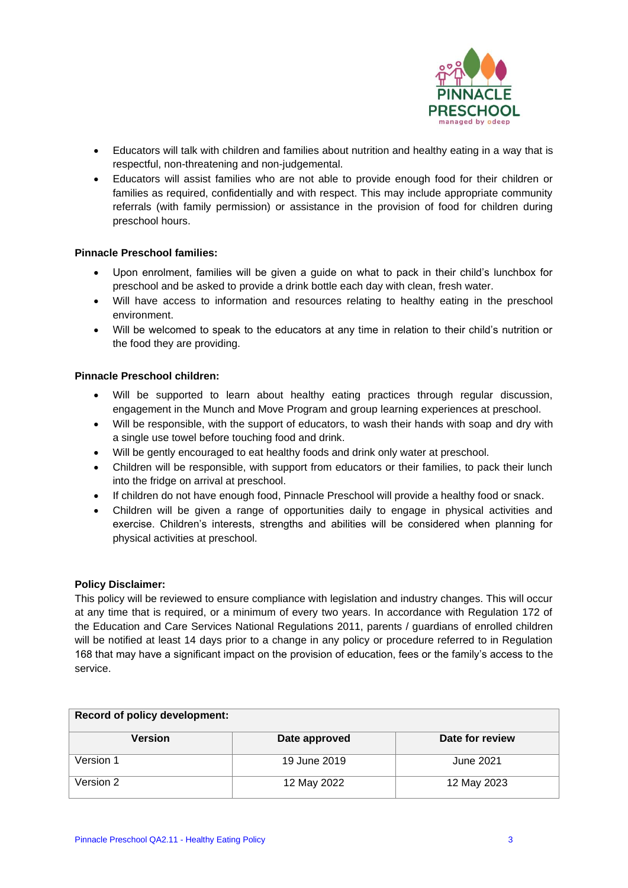- Educators will talk with children and families about nutrition and healthy eating in a way that is respectful, non-threatening and non-judgemental.
- Educators will assist families who are not able to provide enough food for their children or families as required, confidentially and with respect. This may include appropriate community referrals (with family permission) or assistance in the provision of food for children during preschool hours.

**Pinnacle Preschool families:**

- Upon enrolment, families will be given a guide on what to pack in their child's lunchbox for preschool and be asked to provide a drink bottle each day with clean, fresh water.
- Will have access to information and resources relating to healthy eating in the preschool environment.
- Will be welcomed to speak to the educators at any time in relation to their child's nutrition or the food they are providing.

**Pinnacle Preschool children:**

- Will be supported to learn about healthy eating practices through regular discussion, engagement in the Munch and Move Program and group learning experiences at preschool.
- Will be responsible, with the support of educators, to wash their hands with soap and dry with a single use towel before touching food and drink.
- Will be gently encouraged to eat healthy foods and drink only water at preschool.
- Children will be responsible, with support from educators or their families, to pack their lunch into the fridge on arrival at preschool.
- If children do not have enough food, Pinnacle Preschool will provide a healthy food or snack.
- Children will be given a range of opportunities daily to engage in physical activities and exercise. Children's interests, strengths and abilities will be considered when planning for physical activities at preschool.

**Policy Disclaimer:**
This policy will be reviewed to ensure compliance with legislation and industry changes. This will occur at any time that is required, or a minimum of every two years. In accordance with Regulation 172 of the Education and Care Services National Regulations 2011, parents / guardians of enrolled children will be notified at least 14 days prior to a change in any policy or procedure referred to in Regulation 168 that may have a significant impact on the provision of education, fees or the family's access to the service.

| **Record of policy development:** | | |
|---|---|---|
| **Version** | **Date approved** | **Date for review** |
| Version 1 | 19 June 2019 | June 2021 |
| Version 2 | 12 May 2022 | 12 May 2023 |